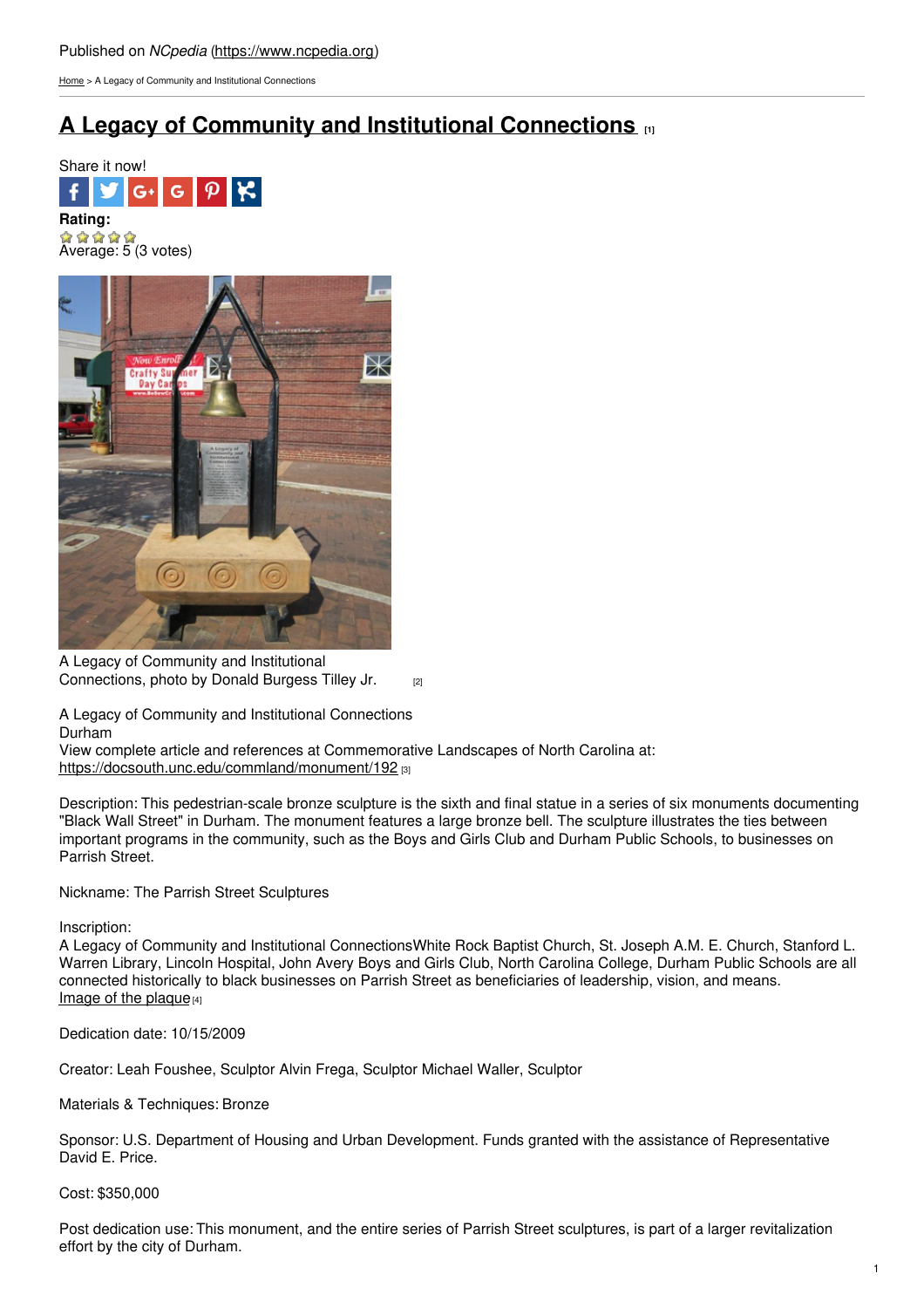Published on *NCpedia* (https://www.ncpedia.org)

Home > A Legacy of Community and Institutional Connections

# A Legacy of Community and Institutional Connections [1]

Share it now!

**Rating:**

Average: 5 (3 votes)

A Legacy of Community and Institutional Connections, photo by Donald Burgess Tilley Jr. [2]

A Legacy of Community and Institutional Connections
Durham
View complete article and references at Commemorative Landscapes of North Carolina at:
https://docsouth.unc.edu/commland/monument/192 [3]

Description: This pedestrian-scale bronze sculpture is the sixth and final statue in a series of six monuments documenting "Black Wall Street" in Durham. The monument features a large bronze bell. The sculpture illustrates the ties between important programs in the community, such as the Boys and Girls Club and Durham Public Schools, to businesses on Parrish Street.

Nickname: The Parrish Street Sculptures

Inscription:
A Legacy of Community and Institutional ConnectionsWhite Rock Baptist Church, St. Joseph A.M. E. Church, Stanford L. Warren Library, Lincoln Hospital, John Avery Boys and Girls Club, North Carolina College, Durham Public Schools are all connected historically to black businesses on Parrish Street as beneficiaries of leadership, vision, and means.
Image of the plaque [4]

Dedication date: 10/15/2009

Creator: Leah Foushee, Sculptor Alvin Frega, Sculptor Michael Waller, Sculptor

Materials & Techniques: Bronze

Sponsor: U.S. Department of Housing and Urban Development. Funds granted with the assistance of Representative David E. Price.

Cost: $350,000

Post dedication use: This monument, and the entire series of Parrish Street sculptures, is part of a larger revitalization effort by the city of Durham.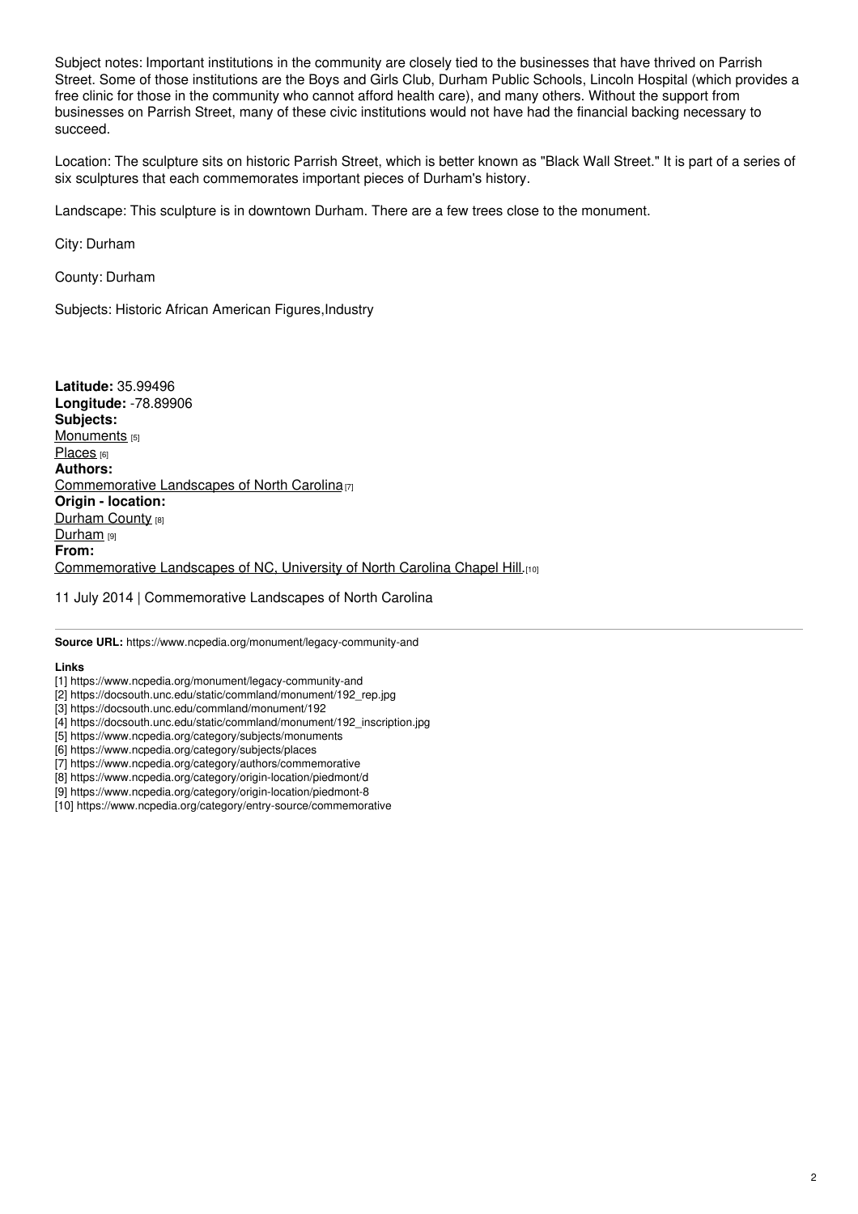Subject notes: Important institutions in the community are closely tied to the businesses that have thrived on Parrish Street. Some of those institutions are the Boys and Girls Club, Durham Public Schools, Lincoln Hospital (which provides a free clinic for those in the community who cannot afford health care), and many others. Without the support from businesses on Parrish Street, many of these civic institutions would not have had the financial backing necessary to succeed.

Location: The sculpture sits on historic Parrish Street, which is better known as "Black Wall Street." It is part of a series of six sculptures that each commemorates important pieces of Durham's history.

Landscape: This sculpture is in downtown Durham. There are a few trees close to the monument.

City: Durham

County: Durham

Subjects: Historic African American Figures,Industry

**Latitude:** 35.99496
**Longitude:** -78.89906
**Subjects:**
Monuments [5]
Places [6]
**Authors:**
Commemorative Landscapes of North Carolina [7]
**Origin - location:**
Durham County [8]
Durham [9]
**From:**
Commemorative Landscapes of NC, University of North Carolina Chapel Hill. [10]

11 July 2014 | Commemorative Landscapes of North Carolina

**Source URL:** https://www.ncpedia.org/monument/legacy-community-and

**Links**

[1] https://www.ncpedia.org/monument/legacy-community-and
[2] https://docsouth.unc.edu/static/commland/monument/192_rep.jpg
[3] https://docsouth.unc.edu/commland/monument/192
[4] https://docsouth.unc.edu/static/commland/monument/192_inscription.jpg
[5] https://www.ncpedia.org/category/subjects/monuments
[6] https://www.ncpedia.org/category/subjects/places
[7] https://www.ncpedia.org/category/authors/commemorative
[8] https://www.ncpedia.org/category/origin-location/piedmont/d
[9] https://www.ncpedia.org/category/origin-location/piedmont-8
[10] https://www.ncpedia.org/category/entry-source/commemorative